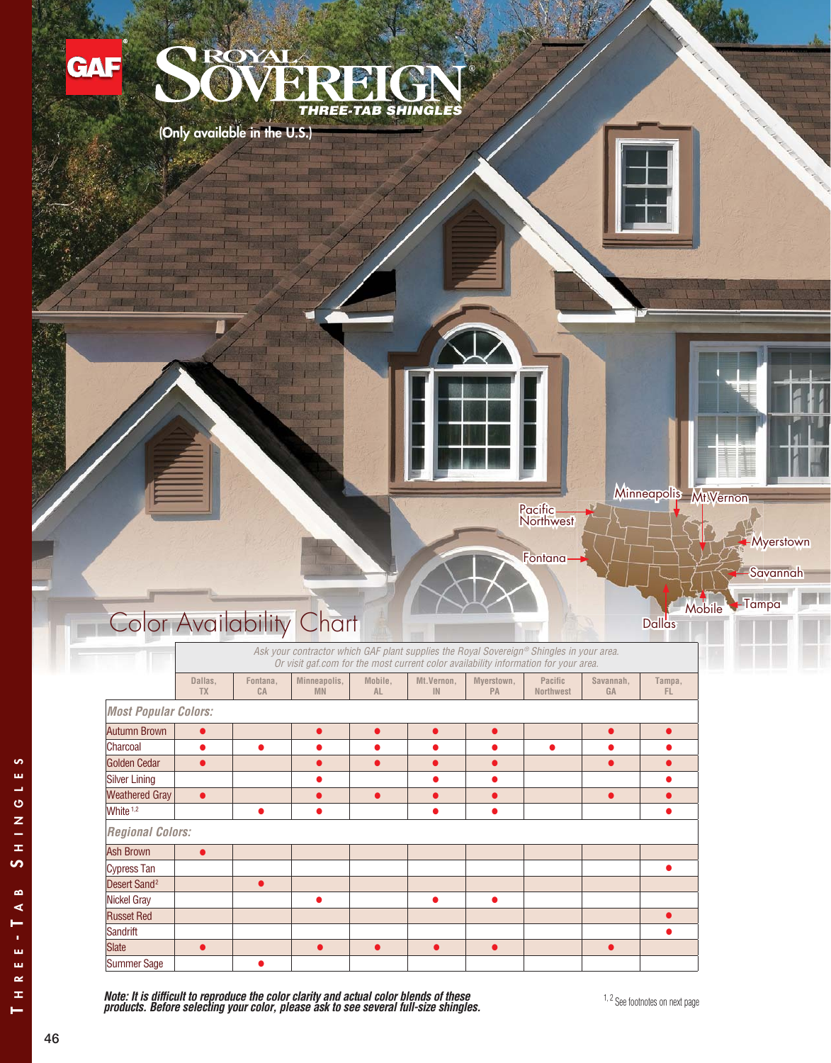# GAF Royal Sovereign® Three-Tab Shingles

(Only available in the U.S.)

Pacific Northwest, Minneapolis, Mt.Vernon, Myerstown, Savannah, Fontana, Tampa, Mobile, Dallas

## Color Availability Chart

*Ask your contractor which GAF plant supplies the Royal Sovereign® Shingles in your area. Or visit gaf.com for the most current color availability information for your area.*

| | Dallas, TX | Fontana, CA | Minneapolis, MN | Mobile, AL | Mt.Vernon, IN | Myerstown, PA | Pacific Northwest | Savannah, GA | Tampa, FL |
|---|---|---|---|---|---|---|---|---|---|
| ***Most Popular Colors:*** | | | | | | | | | |
| Autumn Brown | ● | | ● | ● | ● | ● | | ● | ● |
| Charcoal | ● | ● | ● | ● | ● | ● | ● | ● | ● |
| Golden Cedar | ● | | ● | ● | ● | ● | | ● | ● |
| Silver Lining | | | ● | | ● | ● | | | ● |
| Weathered Gray | ● | | ● | ● | ● | ● | | ● | ● |
| White [1,2] | | ● | ● | | ● | ● | | | ● |
| ***Regional Colors:*** | | | | | | | | | |
| Ash Brown | ● | | | | | | | | |
| Cypress Tan | | | | | | | | | ● |
| Desert Sand[2] | | ● | | | | | | | |
| Nickel Gray | | | ● | | ● | ● | | | |
| Russet Red | | | | | | | | | ● |
| Sandrift | | | | | | | | | ● |
| Slate | ● | | ● | ● | ● | ● | | ● | |
| Summer Sage | | ● | | | | | | | |

***Note: It is difficult to reproduce the color clarity and actual color blends of these products. Before selecting your color, please ask to see several full-size shingles.***

[1, 2] See footnotes on next page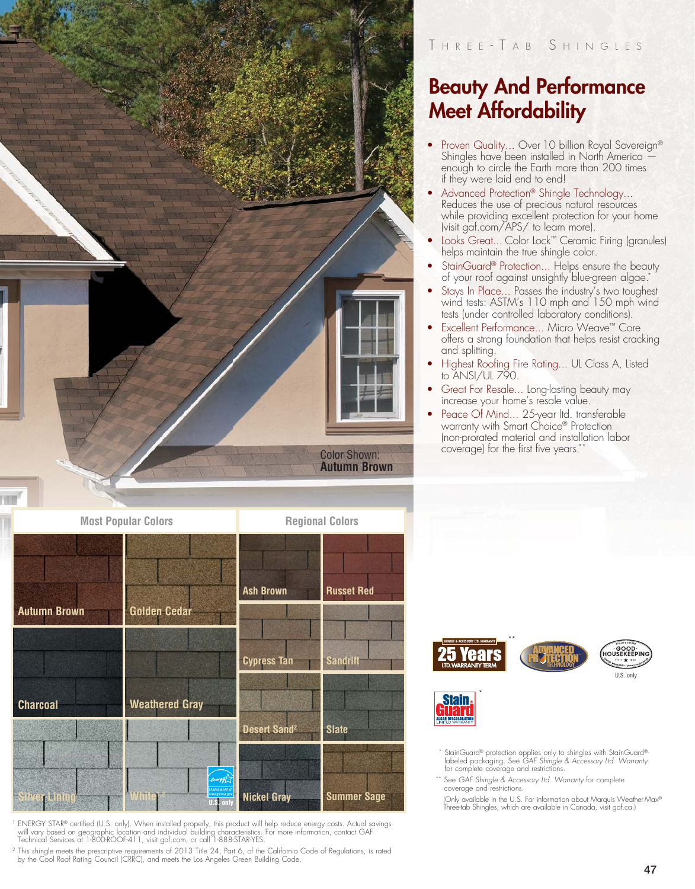THREE-TAB SHINGLES

# Beauty And Performance Meet Affordability

- Proven Quality... Over 10 billion Royal Sovereign® Shingles have been installed in North America — enough to circle the Earth more than 200 times if they were laid end to end!
- Advanced Protection® Shingle Technology... Reduces the use of precious natural resources while providing excellent protection for your home (visit gaf.com/APS/ to learn more).
- Looks Great... Color Lock™ Ceramic Firing (granules) helps maintain the true shingle color.
- StainGuard® Protection... Helps ensure the beauty of your roof against unsightly blue-green algae.*
- Stays In Place... Passes the industry's two toughest wind tests: ASTM's 110 mph and 150 mph wind tests (under controlled laboratory conditions).
- Excellent Performance... Micro Weave™ Core offers a strong foundation that helps resist cracking and splitting.
- Highest Roofing Fire Rating... UL Class A, Listed to ANSI/UL 790.
- Great For Resale... Long-lasting beauty may increase your home's resale value.
- Peace Of Mind... 25-year ltd. transferable warranty with Smart Choice® Protection (non-prorated material and installation labor coverage) for the first five years.**

Color Shown: **Autumn Brown**

| Most Popular Colors | | Regional Colors | |
|---|---|---|---|
| Autumn Brown | Golden Cedar | Ash Brown | Russet Red |
| Charcoal | Weathered Gray | Cypress Tan | Sandrift |
| Silver Lining | White[1,2] (U.S. only) | Desert Sand[2] | Slate |
| | | Nickel Gray | Summer Sage |

25 Years LTD. WARRANTY TERM** — ADVANCED PROTECTION TECHNOLOGY — GOOD HOUSEKEEPING (U.S. only) — StainGuard ALGAE DISCOLORATION LIMITED WARRANTY*

\* StainGuard® protection applies only to shingles with StainGuard®-labeled packaging. See *GAF Shingle & Accessory Ltd. Warranty* for complete coverage and restrictions.

\** See *GAF Shingle & Accessory Ltd. Warranty* for complete coverage and restrictions.

(Only available in the U.S. For information about Marquis WeatherMax® Three-tab Shingles, which are available in Canada, visit gaf.ca.)

[1] ENERGY STAR® certified (U.S. only). When installed properly, this product will help reduce energy costs. Actual savings will vary based on geographic location and individual building characteristics. For more information, contact GAF Technical Services at 1-800-ROOF-411, visit gaf.com, or call 1-888-STAR-YES.

[2] This shingle meets the prescriptive requirements of 2013 Title 24, Part 6, of the California Code of Regulations, is rated by the Cool Roof Rating Council (CRRC), and meets the Los Angeles Green Building Code.